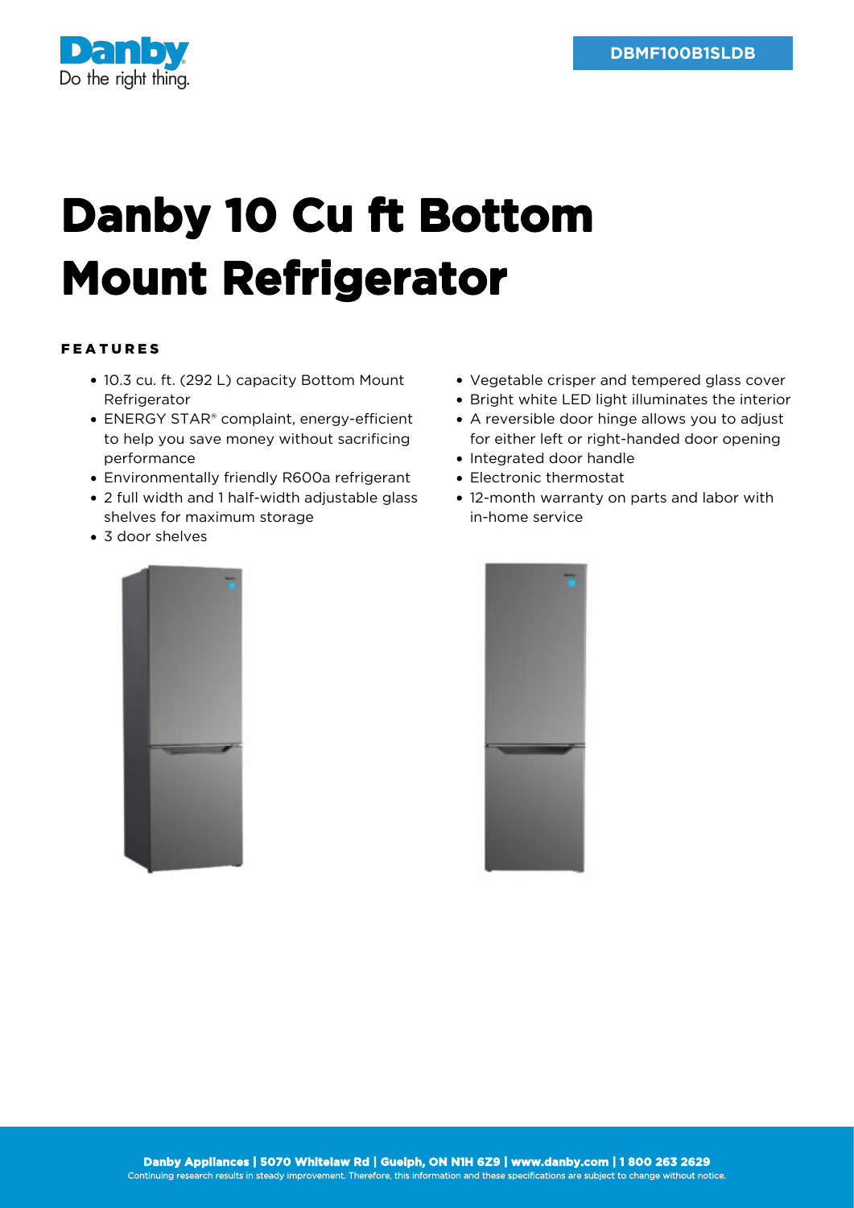Danby
Do the right thing.

DBMF100B1SLDB

# Danby 10 Cu ft Bottom Mount Refrigerator

## FEATURES

- 10.3 cu. ft. (292 L) capacity Bottom Mount Refrigerator
- ENERGY STAR® complaint, energy-efficient to help you save money without sacrificing performance
- Environmentally friendly R600a refrigerant
- 2 full width and 1 half-width adjustable glass shelves for maximum storage
- 3 door shelves
- Vegetable crisper and tempered glass cover
- Bright white LED light illuminates the interior
- A reversible door hinge allows you to adjust for either left or right-handed door opening
- Integrated door handle
- Electronic thermostat
- 12-month warranty on parts and labor with in-home service

**Danby Appliances | 5070 Whitelaw Rd | Guelph, ON N1H 6Z9 | www.danby.com | 1 800 263 2629**
Continuing research results in steady improvement. Therefore, this information and these specifications are subject to change without notice.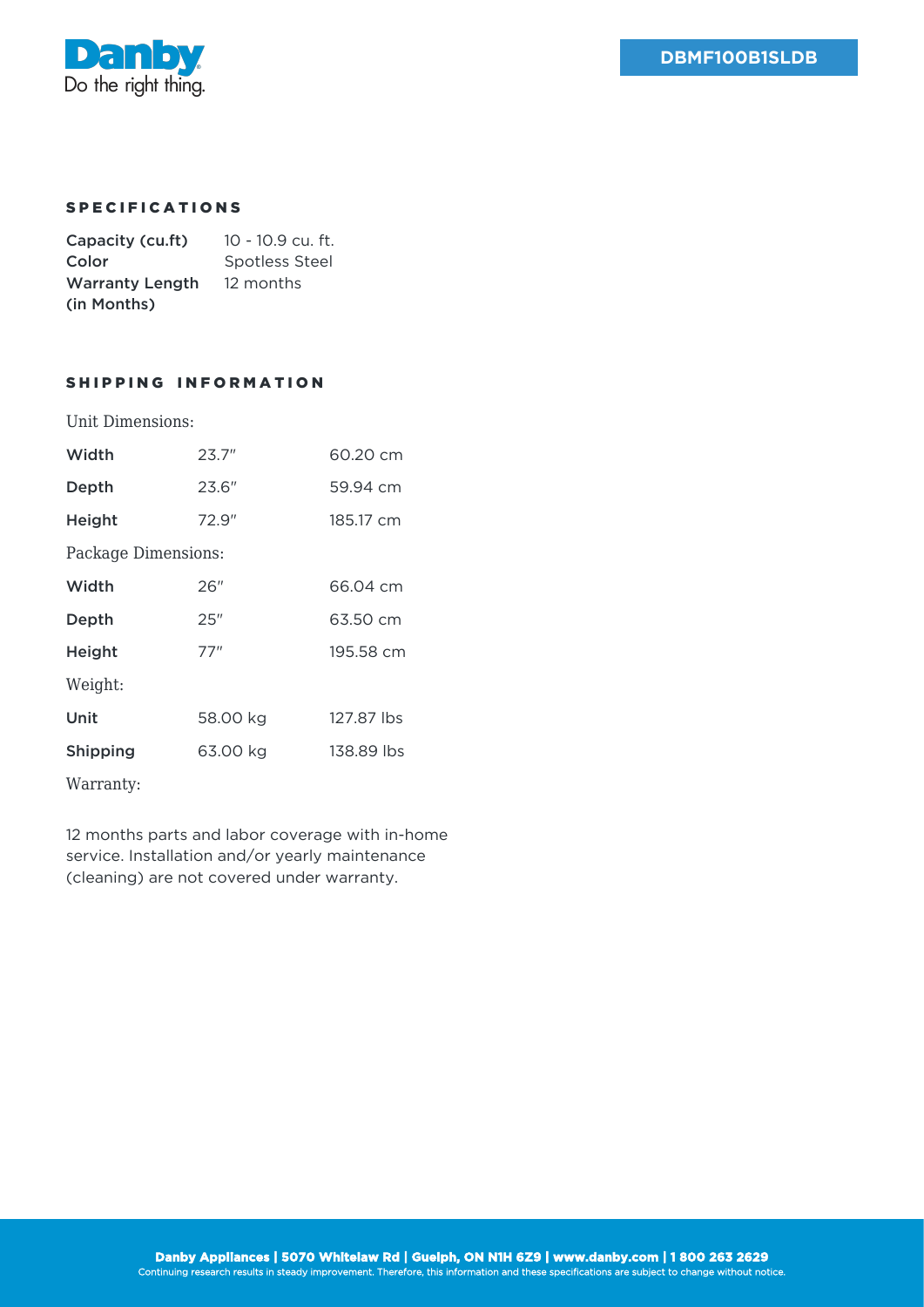DBMF100B1SLDB

## SPECIFICATIONS

| | |
|---|---|
| **Capacity (cu.ft)** | 10 - 10.9 cu. ft. |
| **Color** | Spotless Steel |
| **Warranty Length (in Months)** | 12 months |

## SHIPPING INFORMATION

Unit Dimensions:

| | | |
|---|---|---|
| **Width** | 23.7" | 60.20 cm |
| **Depth** | 23.6" | 59.94 cm |
| **Height** | 72.9" | 185.17 cm |

Package Dimensions:

| | | |
|---|---|---|
| **Width** | 26" | 66.04 cm |
| **Depth** | 25" | 63.50 cm |
| **Height** | 77" | 195.58 cm |

Weight:

| | | |
|---|---|---|
| **Unit** | 58.00 kg | 127.87 lbs |
| **Shipping** | 63.00 kg | 138.89 lbs |

Warranty:

12 months parts and labor coverage with in-home service. Installation and/or yearly maintenance (cleaning) are not covered under warranty.